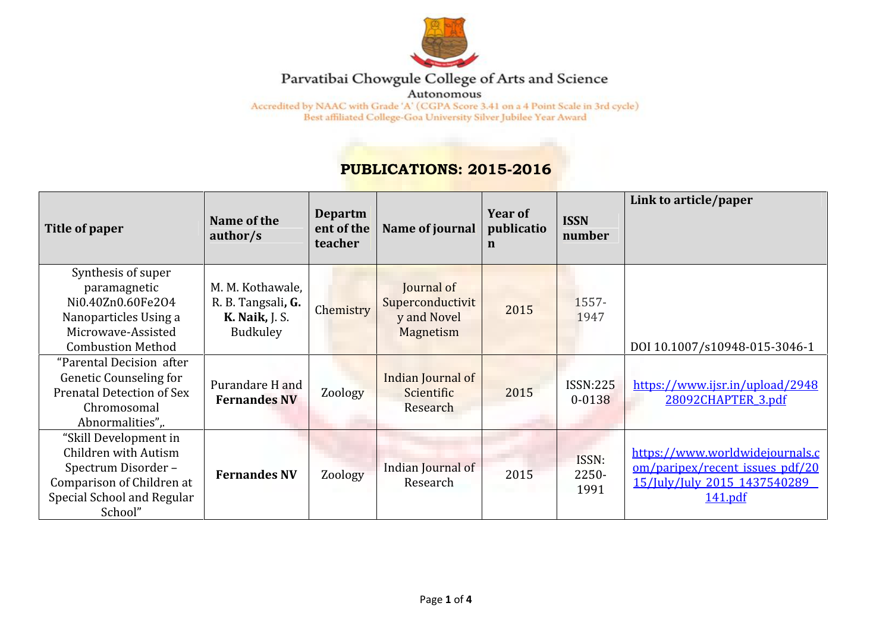Parvatibai Chowgule College of Arts and Science

Autonomous

Accredited by NAAC with Grade 'A' (CGPA Score 3.41 on a 4 Point Scale in 3rd cycle)

Best affiliated College-Goa University Silver Jubilee Year Award

# PUBLICATIONS: 2015-2016

| Title of paper | Name of the author/s | Department of the teacher | Name of journal | Year of publication | ISSN number | Link to article/paper |
|---|---|---|---|---|---|---|
| Synthesis of super paramagnetic $Ni_{0.40}Zn_{0.60}Fe_2O_4$ Nanoparticles Using a Microwave-Assisted Combustion Method | M. M. Kothawale, R. B. Tangsali, **G. K. Naik**, J. S. Budkuley | Chemistry | Journal of Superconductivity and Novel Magnetism | 2015 | 1557-1947 | DOI 10.1007/s10948-015-3046-1 |
| "Parental Decision after Genetic Counseling for Prenatal Detection of Sex Chromosomal Abnormalities",. | Purandare H and **Fernandes NV** | Zoology | Indian Journal of Scientific Research | 2015 | ISSN:2250-0138 | https://www.ijsr.in/upload/294828092CHAPTER_3.pdf |
| "Skill Development in Children with Autism Spectrum Disorder – Comparison of Children at Special School and Regular School" | **Fernandes NV** | Zoology | Indian Journal of Research | 2015 | ISSN: 2250-1991 | https://www.worldwidejournals.com/paripex/recent_issues_pdf/2015/July/July_2015_1437540289__141.pdf |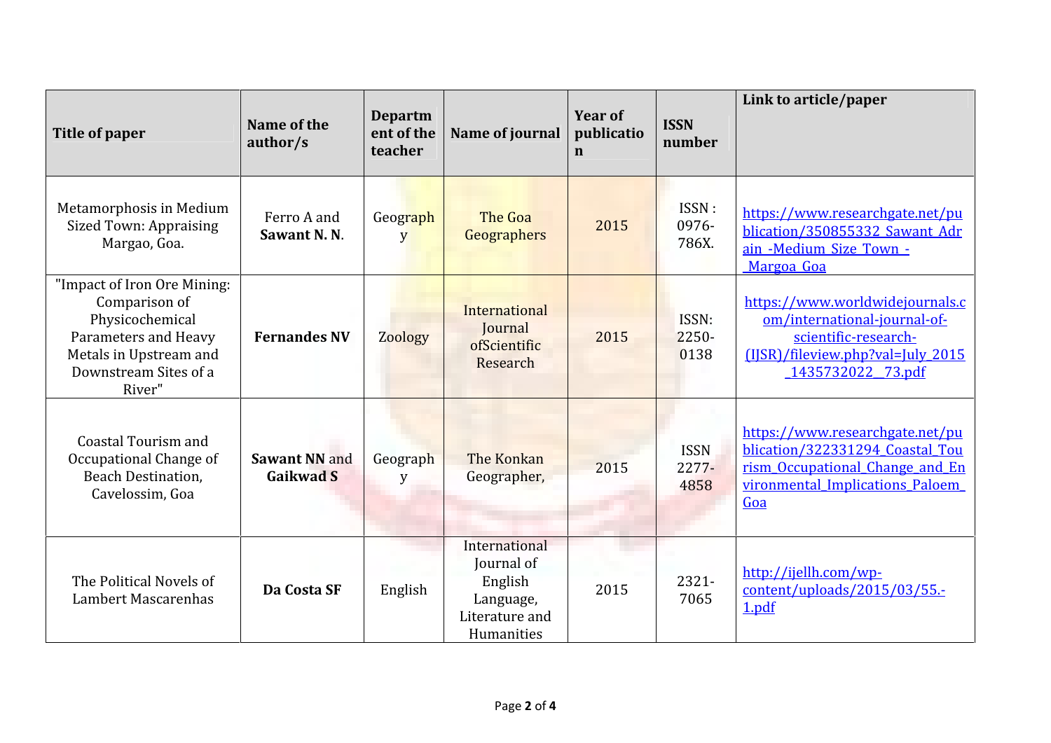| Title of paper | Name of the author/s | Department of the teacher | Name of journal | Year of publication | ISSN number | Link to article/paper |
|---|---|---|---|---|---|---|
| Metamorphosis in Medium Sized Town: Appraising Margao, Goa. | Ferro A and **Sawant N. N.** | Geography | The Goa Geographers | 2015 | ISSN : 0976-786X. | https://www.researchgate.net/publication/350855332_Sawant_Adrain_-Medium_Size_Town_-_Margoa_Goa |
| "Impact of Iron Ore Mining: Comparison of Physicochemical Parameters and Heavy Metals in Upstream and Downstream Sites of a River" | **Fernandes NV** | Zoology | International Journal ofScientific Research | 2015 | ISSN: 2250-0138 | https://www.worldwidejournals.com/international-journal-of-scientific-research-(IJSR)/fileview.php?val=July_2015_1435732022__73.pdf |
| Coastal Tourism and Occupational Change of Beach Destination, Cavelossim, Goa | **Sawant NN** and **Gaikwad S** | Geography | The Konkan Geographer, | 2015 | ISSN 2277-4858 | https://www.researchgate.net/publication/322331294_Coastal_Tourism_Occupational_Change_and_Environmental_Implications_Paloem_Goa |
| The Political Novels of Lambert Mascarenhas | **Da Costa SF** | English | International Journal of English Language, Literature and Humanities | 2015 | 2321-7065 | http://ijellh.com/wp-content/uploads/2015/03/55.-1.pdf |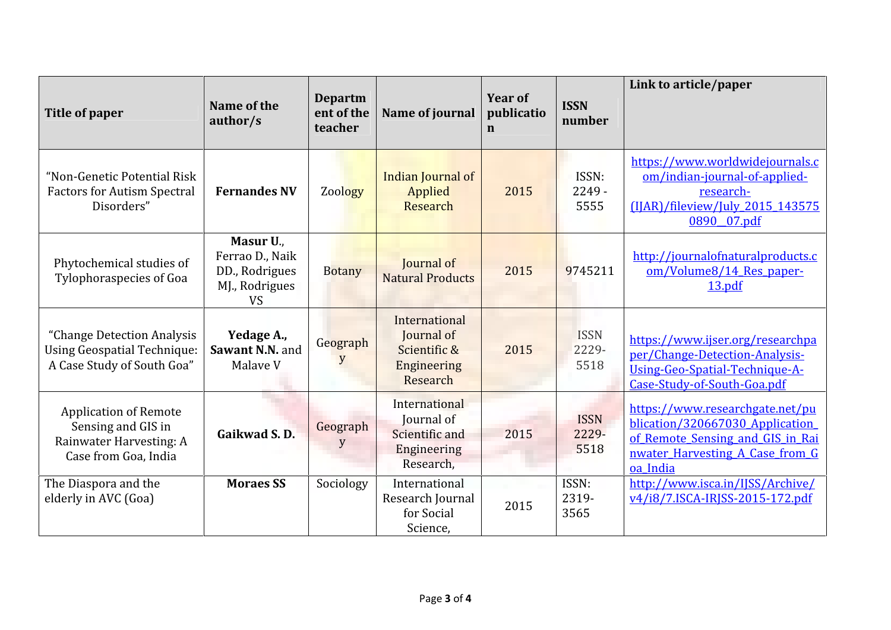| Title of paper | Name of the author/s | Department of the teacher | Name of journal | Year of publication | ISSN number | Link to article/paper |
|---|---|---|---|---|---|---|
| "Non-Genetic Potential Risk Factors for Autism Spectral Disorders" | **Fernandes NV** | Zoology | Indian Journal of Applied Research | 2015 | ISSN: 2249 - 5555 | https://www.worldwidejournals.com/indian-journal-of-applied-research-(IJAR)/fileview/July_2015_1435750890__07.pdf |
| Phytochemical studies of Tylophoraspecies of Goa | **Masur U.**, Ferrao D., Naik DD., Rodrigues MJ., Rodrigues VS | Botany | Journal of Natural Products | 2015 | 9745211 | http://journalofnaturalproducts.com/Volume8/14_Res_paper-13.pdf |
| "Change Detection Analysis Using Geospatial Technique: A Case Study of South Goa" | **Yedage A., Sawant N.N.** and Malave V | Geography | International Journal of Scientific & Engineering Research | 2015 | ISSN 2229-5518 | https://www.ijser.org/researchpaper/Change-Detection-Analysis-Using-Geo-Spatial-Technique-A-Case-Study-of-South-Goa.pdf |
| Application of Remote Sensing and GIS in Rainwater Harvesting: A Case from Goa, India | **Gaikwad S. D.** | Geography | International Journal of Scientific and Engineering Research, | 2015 | ISSN 2229-5518 | https://www.researchgate.net/publication/320667030_Application_of_Remote_Sensing_and_GIS_in_Rainwater_Harvesting_A_Case_from_Goa_India |
| The Diaspora and the elderly in AVC (Goa) | **Moraes SS** | Sociology | International Research Journal for Social Science, | 2015 | ISSN: 2319-3565 | http://www.isca.in/IJSS/Archive/v4/i8/7.ISCA-IRJSS-2015-172.pdf |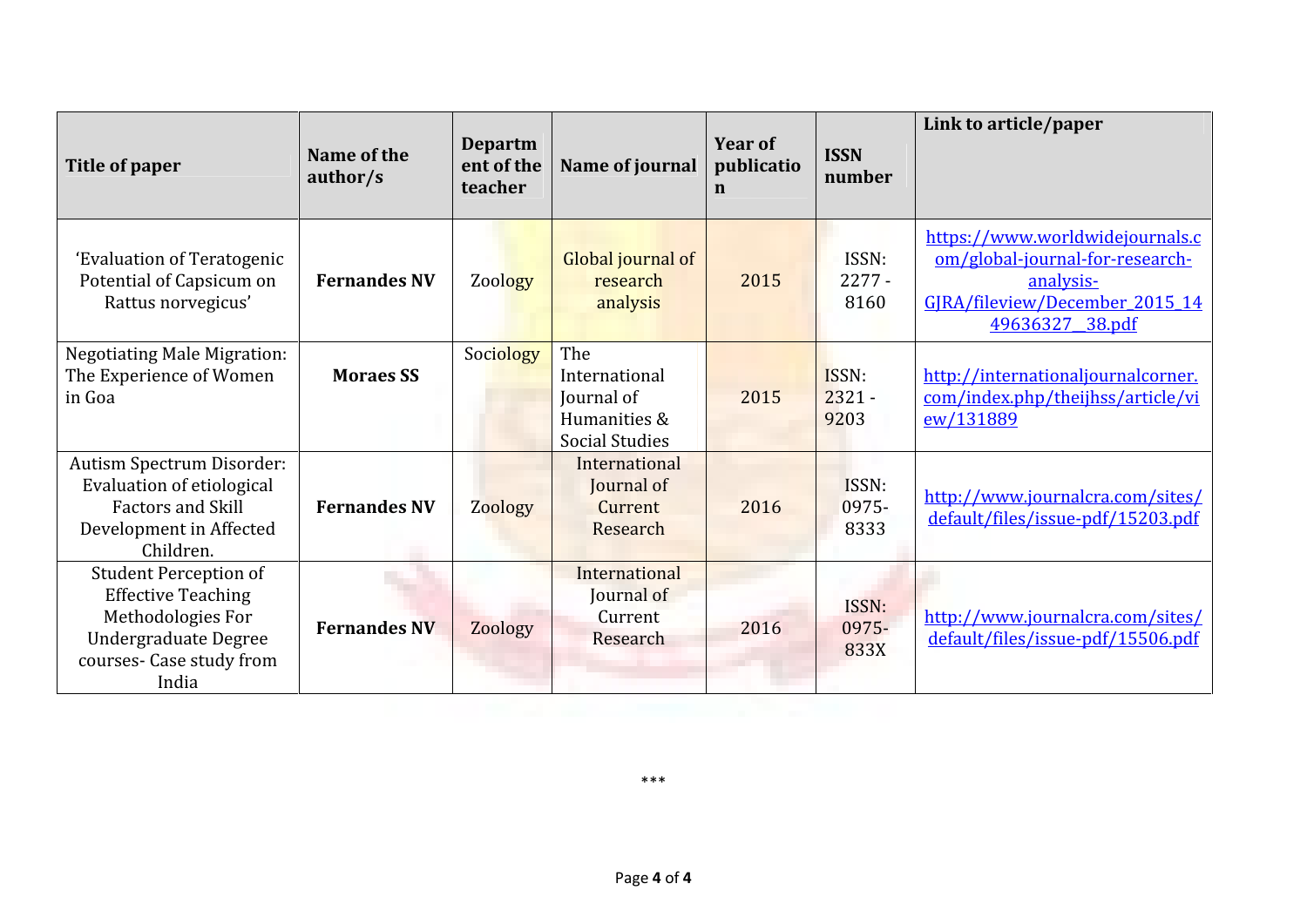| Title of paper | Name of the author/s | Department of the teacher | Name of journal | Year of publication | ISSN number | Link to article/paper |
|---|---|---|---|---|---|---|
| 'Evaluation of Teratogenic Potential of Capsicum on Rattus norvegicus' | **Fernandes NV** | Zoology | Global journal of research analysis | 2015 | ISSN: 2277 - 8160 | https://www.worldwidejournals.com/global-journal-for-research-analysis-GJRA/fileview/December_2015_1449636327__38.pdf |
| Negotiating Male Migration: The Experience of Women in Goa | **Moraes SS** | Sociology | The International Journal of Humanities & Social Studies | 2015 | ISSN: 2321 - 9203 | http://internationaljournalcorner.com/index.php/theijhss/article/view/131889 |
| Autism Spectrum Disorder: Evaluation of etiological Factors and Skill Development in Affected Children. | **Fernandes NV** | Zoology | International Journal of Current Research | 2016 | ISSN: 0975-8333 | http://www.journalcra.com/sites/default/files/issue-pdf/15203.pdf |
| Student Perception of Effective Teaching Methodologies For Undergraduate Degree courses- Case study from India | **Fernandes NV** | Zoology | International Journal of Current Research | 2016 | ISSN: 0975-833X | http://www.journalcra.com/sites/default/files/issue-pdf/15506.pdf |

***